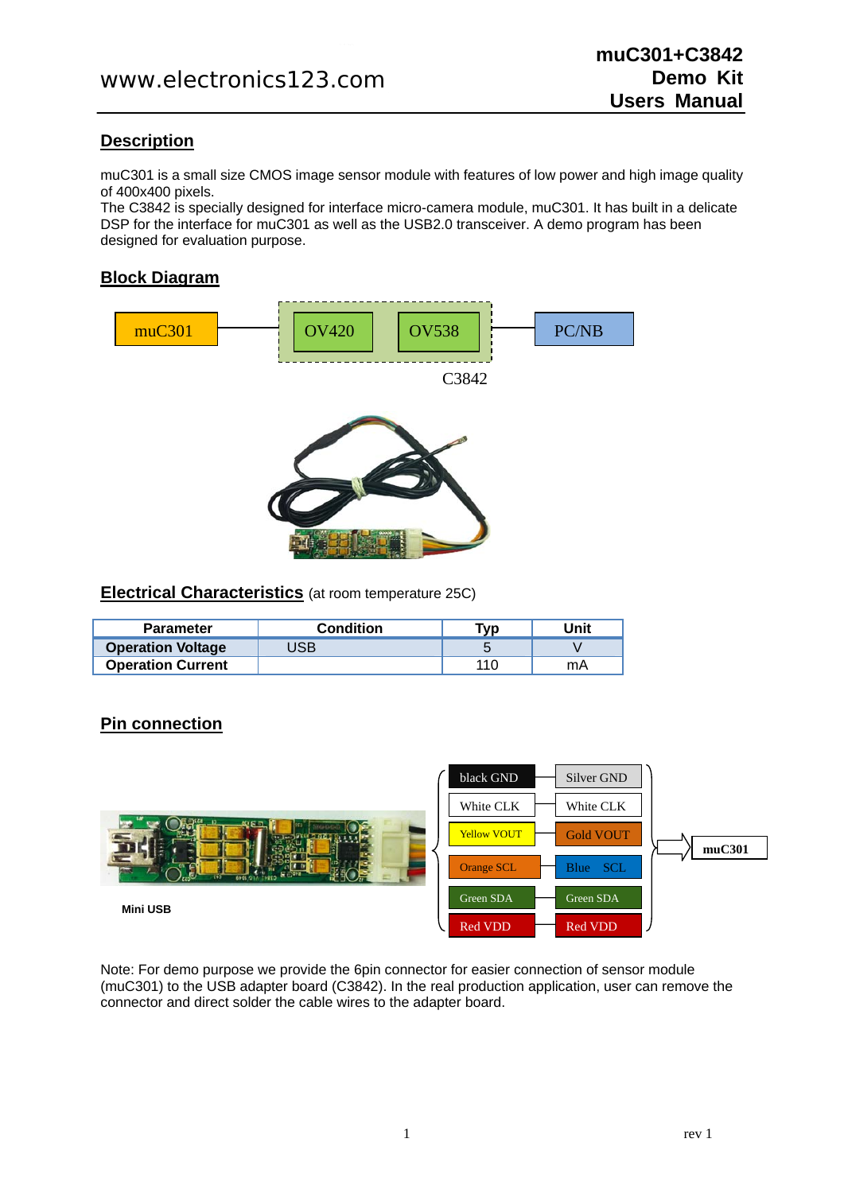# muC301+C3842 Demo Kit Users Manual

www.electronics123.com

## Description

muC301 is a small size CMOS image sensor module with features of low power and high image quality of 400x400 pixels.
The C3842 is specially designed for interface micro-camera module, muC301. It has built in a delicate DSP for the interface for muC301 as well as the USB2.0 transceiver. A demo program has been designed for evaluation purpose.

## Block Diagram

muC301 — OV420 — OV538 — PC/NB

C3842

## Electrical Characteristics (at room temperature 25C)

| Parameter | Condition | Typ | Unit |
|---|---|---|---|
| **Operation Voltage** | USB | 5 | V |
| **Operation Current** | | 110 | mA |

## Pin connection

| C3842 | muC301 |
|---|---|
| black GND | Silver GND |
| White CLK | White CLK |
| Yellow VOUT | Gold VOUT |
| Orange SCL | Blue SCL |
| Green SDA | Green SDA |
| Red VDD | Red VDD |

Mini USB

Note: For demo purpose we provide the 6pin connector for easier connection of sensor module (muC301) to the USB adapter board (C3842). In the real production application, user can remove the connector and direct solder the cable wires to the adapter board.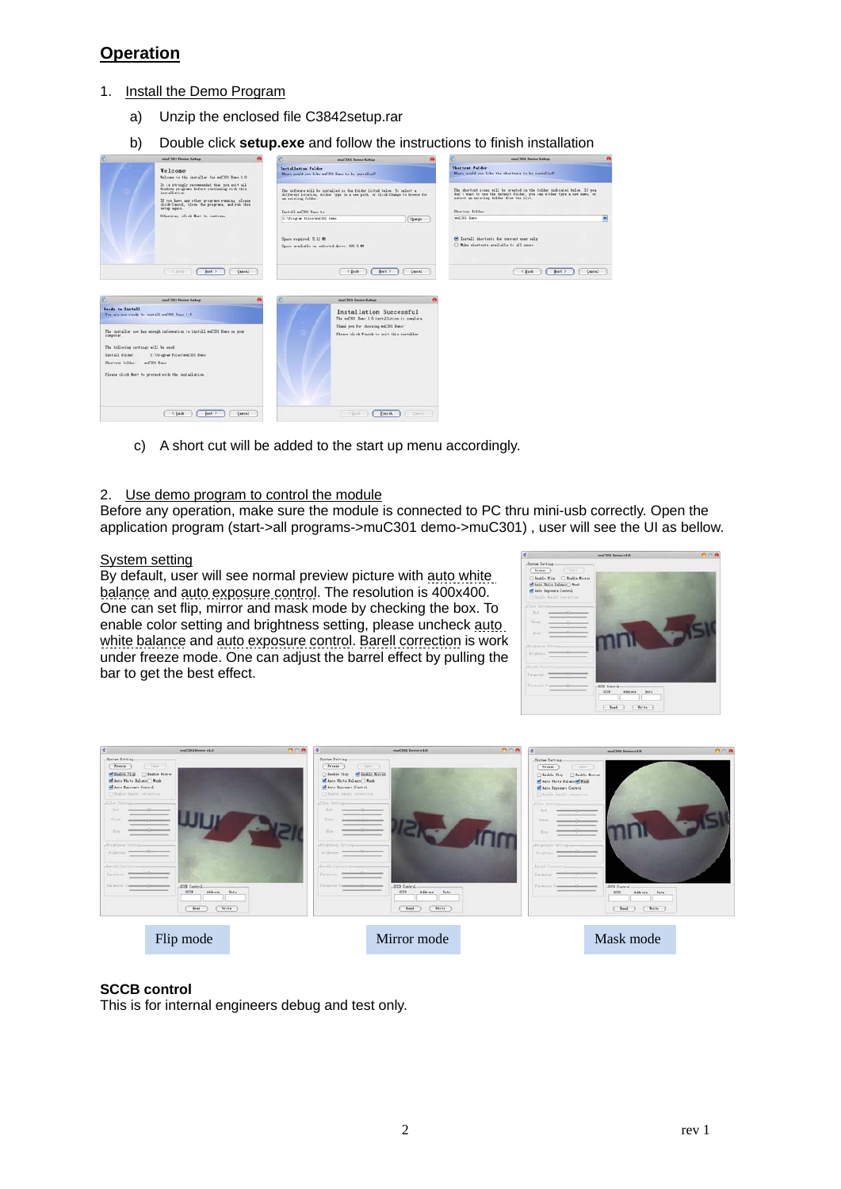## Operation

1. Install the Demo Program
   a) Unzip the enclosed file C3842setup.rar
   b) Double click **setup.exe** and follow the instructions to finish installation
   c) A short cut will be added to the start up menu accordingly.

2. Use demo program to control the module

Before any operation, make sure the module is connected to PC thru mini-usb correctly. Open the application program (start->all programs->muC301 demo->muC301) , user will see the UI as bellow.

System setting

By default, user will see normal preview picture with auto white balance and auto exposure control. The resolution is 400x400. One can set flip, mirror and mask mode by checking the box. To enable color setting and brightness setting, please uncheck auto white balance and auto exposure control. Barell correction is work under freeze mode. One can adjust the barrel effect by pulling the bar to get the best effect.

Flip mode

Mirror mode

Mask mode

**SCCB control**

This is for internal engineers debug and test only.

rev 1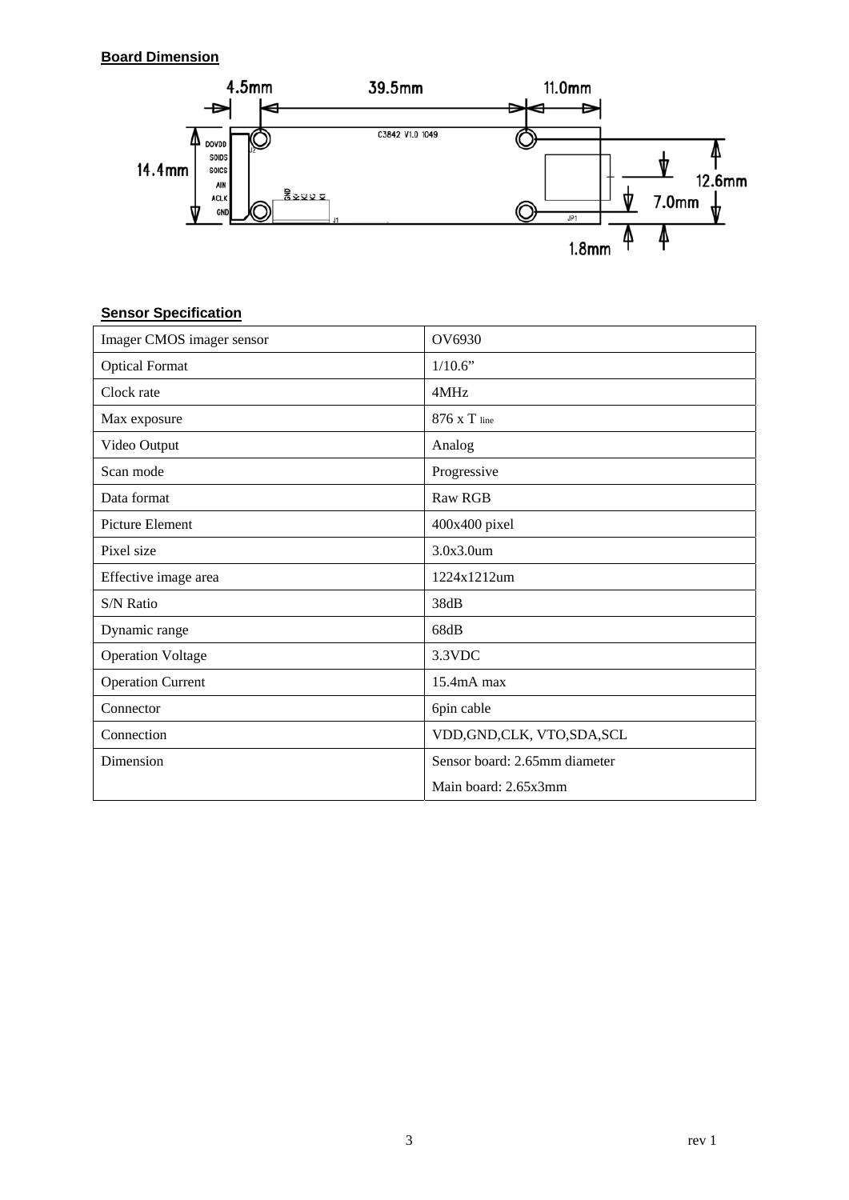**Board Dimension**

4.5mm
39.5mm
11.0mm
14.4mm
12.6mm
7.0mm
1.8mm
DOVDD
SOIDS
SOICS
AIN
ACLK
GND
C3842 V1.0 1049
J2
J1
JP1

**Sensor Specification**

| | |
|---|---|
| Imager CMOS imager sensor | OV6930 |
| Optical Format | 1/10.6” |
| Clock rate | 4MHz |
| Max exposure | 876 x $T_{line}$ |
| Video Output | Analog |
| Scan mode | Progressive |
| Data format | Raw RGB |
| Picture Element | 400x400 pixel |
| Pixel size | 3.0x3.0um |
| Effective image area | 1224x1212um |
| S/N Ratio | 38dB |
| Dynamic range | 68dB |
| Operation Voltage | 3.3VDC |
| Operation Current | 15.4mA max |
| Connector | 6pin cable |
| Connection | VDD,GND,CLK, VTO,SDA,SCL |
| Dimension | Sensor board: 2.65mm diameter<br>Main board: 2.65x3mm |

rev 1